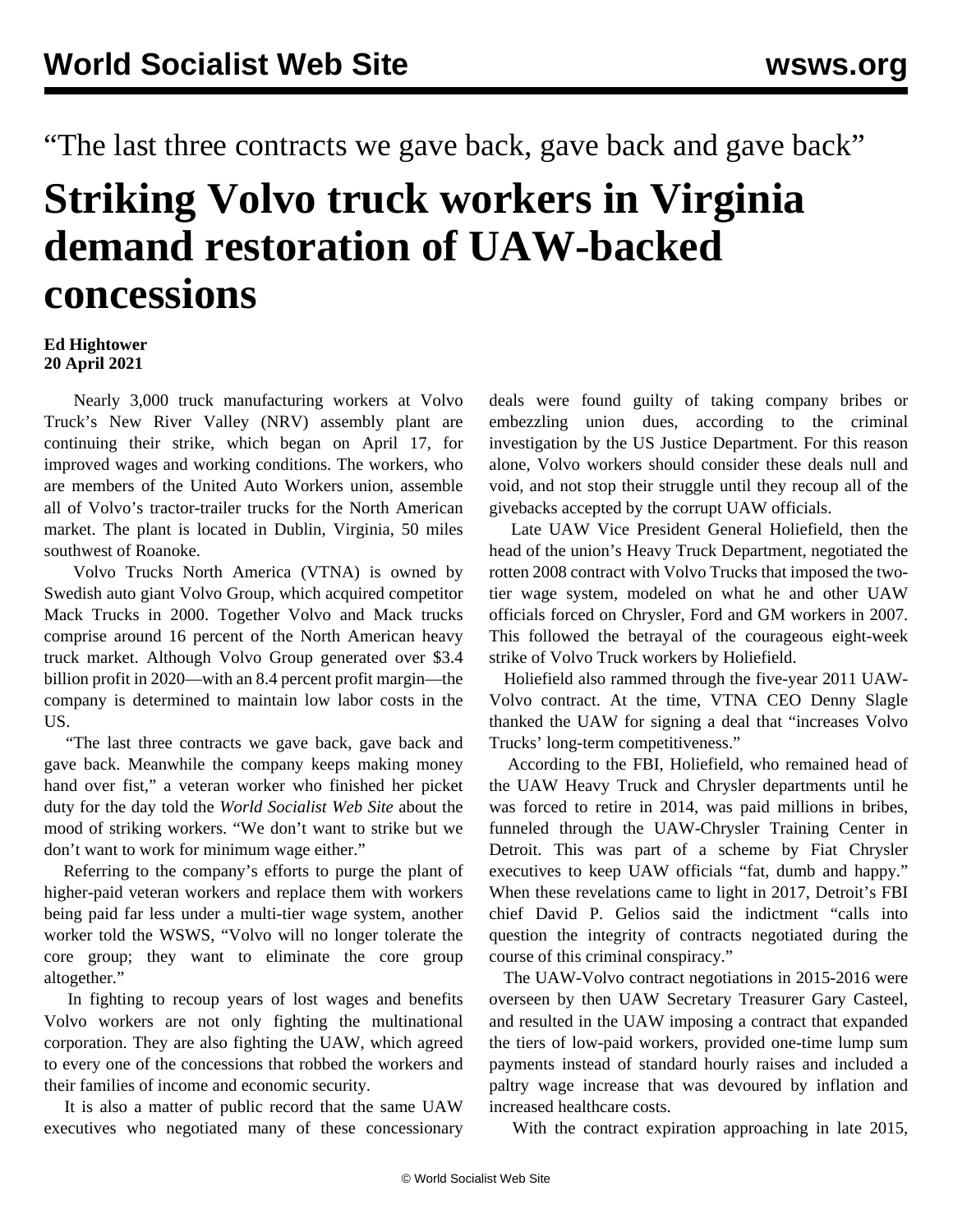“The last three contracts we gave back, gave back and gave back”

# Striking Volvo truck workers in Virginia demand restoration of UAW-backed concessions

**Ed Hightower**
**20 April 2021**

Nearly 3,000 truck manufacturing workers at Volvo Truck’s New River Valley (NRV) assembly plant are continuing their strike, which began on April 17, for improved wages and working conditions. The workers, who are members of the United Auto Workers union, assemble all of Volvo’s tractor-trailer trucks for the North American market. The plant is located in Dublin, Virginia, 50 miles southwest of Roanoke.

Volvo Trucks North America (VTNA) is owned by Swedish auto giant Volvo Group, which acquired competitor Mack Trucks in 2000. Together Volvo and Mack trucks comprise around 16 percent of the North American heavy truck market. Although Volvo Group generated over $3.4 billion profit in 2020—with an 8.4 percent profit margin—the company is determined to maintain low labor costs in the US.

“The last three contracts we gave back, gave back and gave back. Meanwhile the company keeps making money hand over fist,” a veteran worker who finished her picket duty for the day told the *World Socialist Web Site* about the mood of striking workers. “We don’t want to strike but we don’t want to work for minimum wage either.”

Referring to the company’s efforts to purge the plant of higher-paid veteran workers and replace them with workers being paid far less under a multi-tier wage system, another worker told the WSWS, “Volvo will no longer tolerate the core group; they want to eliminate the core group altogether.”

In fighting to recoup years of lost wages and benefits Volvo workers are not only fighting the multinational corporation. They are also fighting the UAW, which agreed to every one of the concessions that robbed the workers and their families of income and economic security.

It is also a matter of public record that the same UAW executives who negotiated many of these concessionary deals were found guilty of taking company bribes or embezzling union dues, according to the criminal investigation by the US Justice Department. For this reason alone, Volvo workers should consider these deals null and void, and not stop their struggle until they recoup all of the givebacks accepted by the corrupt UAW officials.

Late UAW Vice President General Holiefield, then the head of the union’s Heavy Truck Department, negotiated the rotten 2008 contract with Volvo Trucks that imposed the two-tier wage system, modeled on what he and other UAW officials forced on Chrysler, Ford and GM workers in 2007. This followed the betrayal of the courageous eight-week strike of Volvo Truck workers by Holiefield.

Holiefield also rammed through the five-year 2011 UAW-Volvo contract. At the time, VTNA CEO Denny Slagle thanked the UAW for signing a deal that “increases Volvo Trucks’ long-term competitiveness.”

According to the FBI, Holiefield, who remained head of the UAW Heavy Truck and Chrysler departments until he was forced to retire in 2014, was paid millions in bribes, funneled through the UAW-Chrysler Training Center in Detroit. This was part of a scheme by Fiat Chrysler executives to keep UAW officials “fat, dumb and happy.” When these revelations came to light in 2017, Detroit’s FBI chief David P. Gelios said the indictment “calls into question the integrity of contracts negotiated during the course of this criminal conspiracy.”

The UAW-Volvo contract negotiations in 2015-2016 were overseen by then UAW Secretary Treasurer Gary Casteel, and resulted in the UAW imposing a contract that expanded the tiers of low-paid workers, provided one-time lump sum payments instead of standard hourly raises and included a paltry wage increase that was devoured by inflation and increased healthcare costs.

With the contract expiration approaching in late 2015,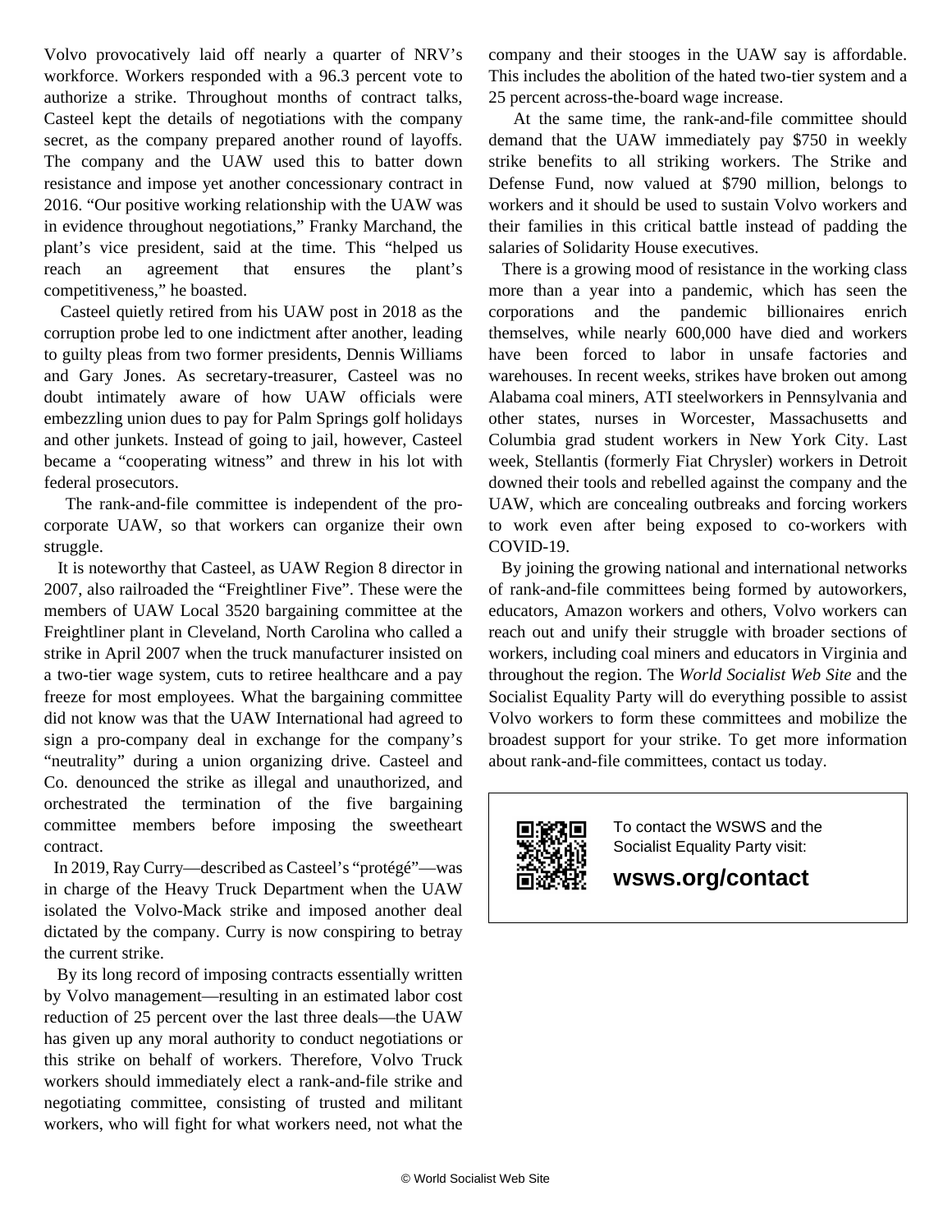Volvo provocatively laid off nearly a quarter of NRV's workforce. Workers responded with a 96.3 percent vote to authorize a strike. Throughout months of contract talks, Casteel kept the details of negotiations with the company secret, as the company prepared another round of layoffs. The company and the UAW used this to batter down resistance and impose yet another concessionary contract in 2016. "Our positive working relationship with the UAW was in evidence throughout negotiations," Franky Marchand, the plant's vice president, said at the time. This "helped us reach an agreement that ensures the plant's competitiveness," he boasted.

Casteel quietly retired from his UAW post in 2018 as the corruption probe led to one indictment after another, leading to guilty pleas from two former presidents, Dennis Williams and Gary Jones. As secretary-treasurer, Casteel was no doubt intimately aware of how UAW officials were embezzling union dues to pay for Palm Springs golf holidays and other junkets. Instead of going to jail, however, Casteel became a "cooperating witness" and threw in his lot with federal prosecutors.

The rank-and-file committee is independent of the pro-corporate UAW, so that workers can organize their own struggle.

It is noteworthy that Casteel, as UAW Region 8 director in 2007, also railroaded the "Freightliner Five". These were the members of UAW Local 3520 bargaining committee at the Freightliner plant in Cleveland, North Carolina who called a strike in April 2007 when the truck manufacturer insisted on a two-tier wage system, cuts to retiree healthcare and a pay freeze for most employees. What the bargaining committee did not know was that the UAW International had agreed to sign a pro-company deal in exchange for the company's "neutrality" during a union organizing drive. Casteel and Co. denounced the strike as illegal and unauthorized, and orchestrated the termination of the five bargaining committee members before imposing the sweetheart contract.

In 2019, Ray Curry—described as Casteel's "protégé"—was in charge of the Heavy Truck Department when the UAW isolated the Volvo-Mack strike and imposed another deal dictated by the company. Curry is now conspiring to betray the current strike.

By its long record of imposing contracts essentially written by Volvo management—resulting in an estimated labor cost reduction of 25 percent over the last three deals—the UAW has given up any moral authority to conduct negotiations or this strike on behalf of workers. Therefore, Volvo Truck workers should immediately elect a rank-and-file strike and negotiating committee, consisting of trusted and militant workers, who will fight for what workers need, not what the company and their stooges in the UAW say is affordable. This includes the abolition of the hated two-tier system and a 25 percent across-the-board wage increase.

At the same time, the rank-and-file committee should demand that the UAW immediately pay $750 in weekly strike benefits to all striking workers. The Strike and Defense Fund, now valued at $790 million, belongs to workers and it should be used to sustain Volvo workers and their families in this critical battle instead of padding the salaries of Solidarity House executives.

There is a growing mood of resistance in the working class more than a year into a pandemic, which has seen the corporations and the pandemic billionaires enrich themselves, while nearly 600,000 have died and workers have been forced to labor in unsafe factories and warehouses. In recent weeks, strikes have broken out among Alabama coal miners, ATI steelworkers in Pennsylvania and other states, nurses in Worcester, Massachusetts and Columbia grad student workers in New York City. Last week, Stellantis (formerly Fiat Chrysler) workers in Detroit downed their tools and rebelled against the company and the UAW, which are concealing outbreaks and forcing workers to work even after being exposed to co-workers with COVID-19.

By joining the growing national and international networks of rank-and-file committees being formed by autoworkers, educators, Amazon workers and others, Volvo workers can reach out and unify their struggle with broader sections of workers, including coal miners and educators in Virginia and throughout the region. The *World Socialist Web Site* and the Socialist Equality Party will do everything possible to assist Volvo workers to form these committees and mobilize the broadest support for your strike. To get more information about rank-and-file committees, contact us today.

To contact the WSWS and the Socialist Equality Party visit:

**wsws.org/contact**